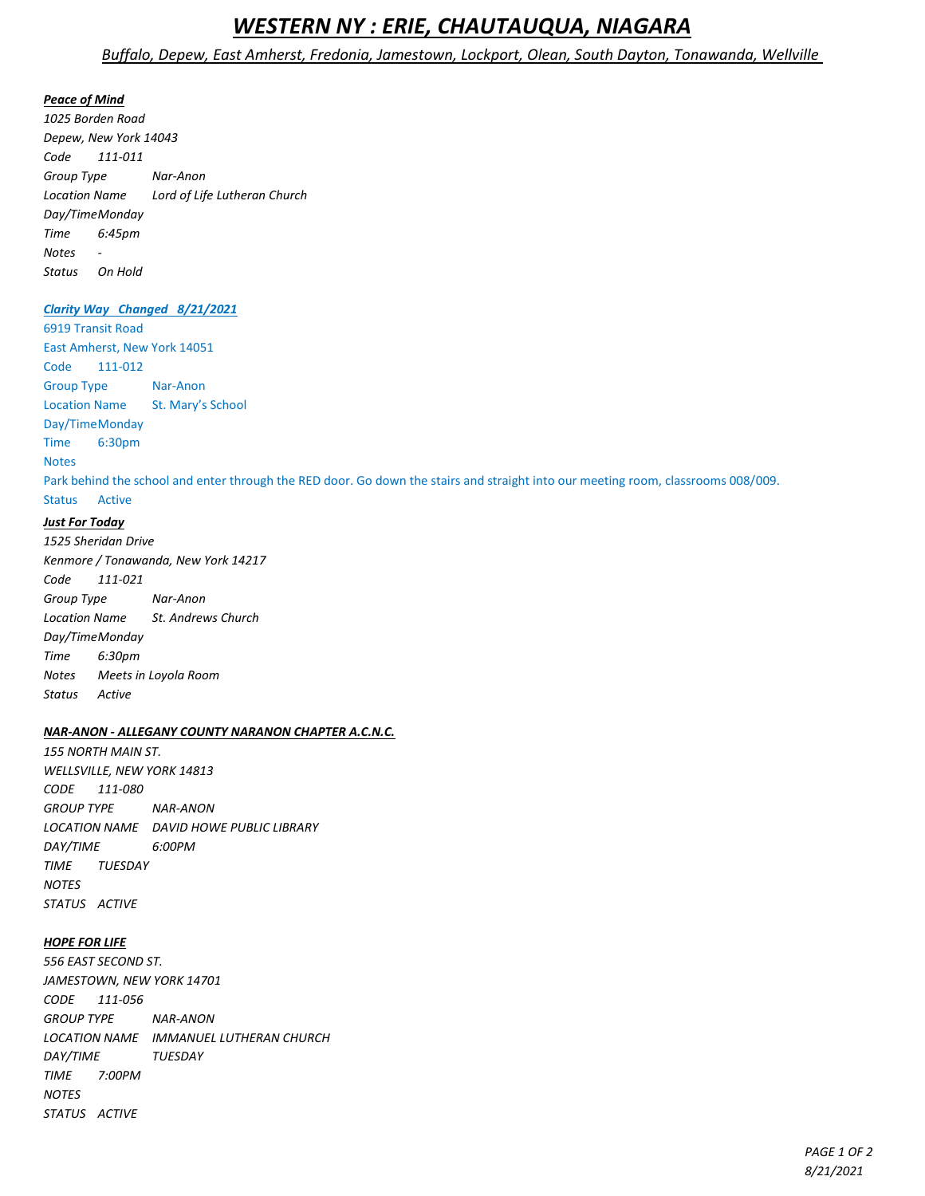# *WESTERN NY : ERIE, CHAUTAUQUA, NIAGARA*

*Buffalo, Depew, East Amherst, Fredonia, Jamestown, Lockport, Olean, South Dayton, Tonawanda, Wellville*

***Peace of Mind***

*1025 Borden Road*
*Depew, New York 14043*
*Code 111-011*
*Group Type Nar-Anon*
*Location Name Lord of Life Lutheran Church*
*Day/Time Monday*
*Time 6:45pm*
*Notes -*
*Status On Hold*

***Clarity Way Changed 8/21/2021***

6919 Transit Road
East Amherst, New York 14051
Code 111-012
Group Type Nar-Anon
Location Name St. Mary's School
Day/Time Monday
Time 6:30pm
Notes
Park behind the school and enter through the RED door. Go down the stairs and straight into our meeting room, classrooms 008/009.
Status Active

***Just For Today***

*1525 Sheridan Drive*
*Kenmore / Tonawanda, New York 14217*
*Code 111-021*
*Group Type Nar-Anon*
*Location Name St. Andrews Church*
*Day/Time Monday*
*Time 6:30pm*
*Notes Meets in Loyola Room*
*Status Active*

***NAR-ANON - ALLEGANY COUNTY NARANON CHAPTER A.C.N.C.***

*155 NORTH MAIN ST.*
*WELLSVILLE, NEW YORK 14813*
*CODE 111-080*
*GROUP TYPE NAR-ANON*
*LOCATION NAME DAVID HOWE PUBLIC LIBRARY*
*DAY/TIME 6:00PM*
*TIME TUESDAY*
*NOTES*
*STATUS ACTIVE*

***HOPE FOR LIFE***

*556 EAST SECOND ST.*
*JAMESTOWN, NEW YORK 14701*
*CODE 111-056*
*GROUP TYPE NAR-ANON*
*LOCATION NAME IMMANUEL LUTHERAN CHURCH*
*DAY/TIME TUESDAY*
*TIME 7:00PM*
*NOTES*
*STATUS ACTIVE*

*8/21/2021*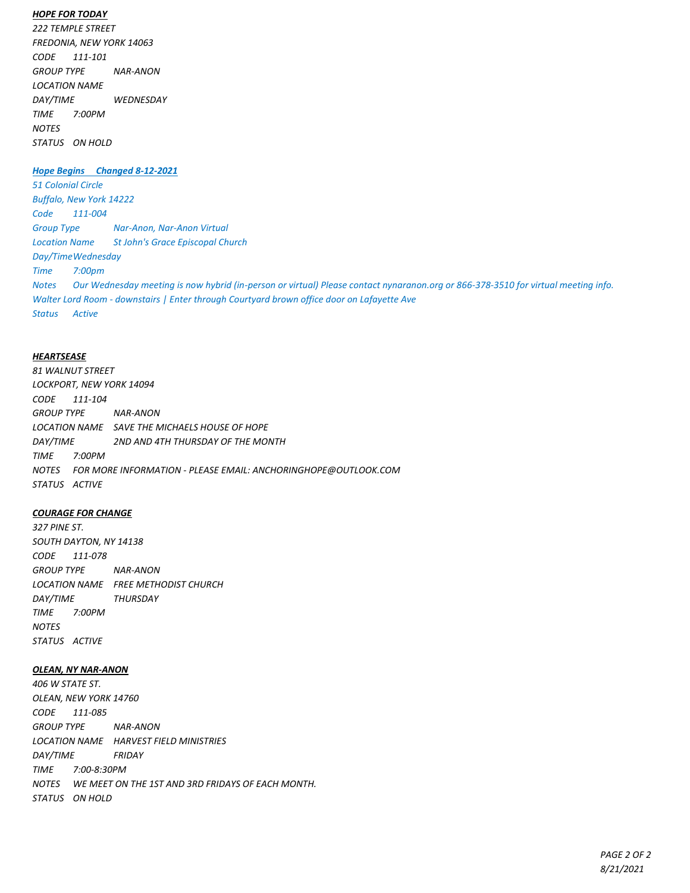***HOPE FOR TODAY***

*222 TEMPLE STREET*
*FREDONIA, NEW YORK 14063*
*CODE 111-101*
*GROUP TYPE NAR-ANON*
*LOCATION NAME*
*DAY/TIME WEDNESDAY*
*TIME 7:00PM*
*NOTES*
*STATUS ON HOLD*

***Hope Begins Changed 8-12-2021***

*51 Colonial Circle*
*Buffalo, New York 14222*
*Code 111-004*
*Group Type Nar-Anon, Nar-Anon Virtual*
*Location Name St John's Grace Episcopal Church*
*Day/Time Wednesday*
*Time 7:00pm*
*Notes Our Wednesday meeting is now hybrid (in-person or virtual) Please contact nynaranon.org or 866-378-3510 for virtual meeting info. Walter Lord Room - downstairs | Enter through Courtyard brown office door on Lafayette Ave*
*Status Active*

***HEARTSEASE***

*81 WALNUT STREET*
*LOCKPORT, NEW YORK 14094*
*CODE 111-104*
*GROUP TYPE NAR-ANON*
*LOCATION NAME SAVE THE MICHAELS HOUSE OF HOPE*
*DAY/TIME 2ND AND 4TH THURSDAY OF THE MONTH*
*TIME 7:00PM*
*NOTES FOR MORE INFORMATION - PLEASE EMAIL: ANCHORINGHOPE@OUTLOOK.COM*
*STATUS ACTIVE*

***COURAGE FOR CHANGE***

*327 PINE ST.*
*SOUTH DAYTON, NY 14138*
*CODE 111-078*
*GROUP TYPE NAR-ANON*
*LOCATION NAME FREE METHODIST CHURCH*
*DAY/TIME THURSDAY*
*TIME 7:00PM*
*NOTES*
*STATUS ACTIVE*

***OLEAN, NY NAR-ANON***

*406 W STATE ST.*
*OLEAN, NEW YORK 14760*
*CODE 111-085*
*GROUP TYPE NAR-ANON*
*LOCATION NAME HARVEST FIELD MINISTRIES*
*DAY/TIME FRIDAY*
*TIME 7:00-8:30PM*
*NOTES WE MEET ON THE 1ST AND 3RD FRIDAYS OF EACH MONTH.*
*STATUS ON HOLD*

*8/21/2021*